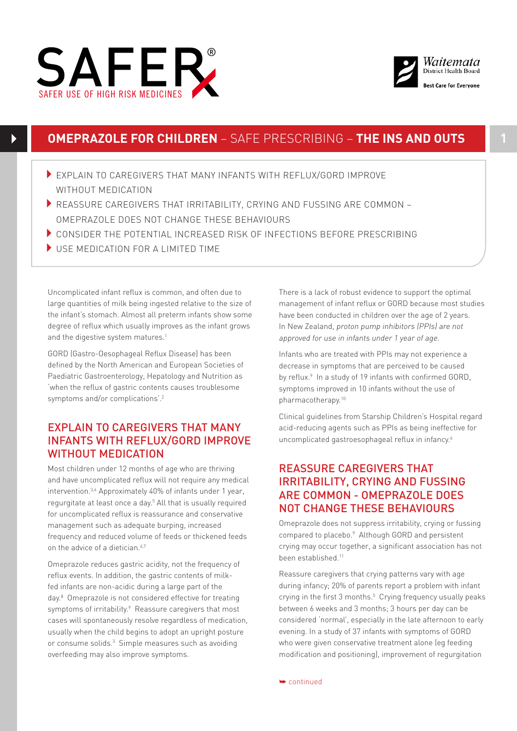SAFER

SAFER USE OF HIGH RISK MEDICINES

Waitemata District Health Board

Best Care for Everyone

# OMEPRAZOLE FOR CHILDREN – SAFE PRESCRIBING – THE INS AND OUTS

- EXPLAIN TO CAREGIVERS THAT MANY INFANTS WITH REFLUX/GORD IMPROVE WITHOUT MEDICATION
- REASSURE CAREGIVERS THAT IRRITABILITY, CRYING AND FUSSING ARE COMMON – OMEPRAZOLE DOES NOT CHANGE THESE BEHAVIOURS
- CONSIDER THE POTENTIAL INCREASED RISK OF INFECTIONS BEFORE PRESCRIBING
- USE MEDICATION FOR A LIMITED TIME

Uncomplicated infant reflux is common, and often due to large quantities of milk being ingested relative to the size of the infant's stomach. Almost all preterm infants show some degree of reflux which usually improves as the infant grows and the digestive system matures.[1]

GORD (Gastro-Oesophageal Reflux Disease) has been defined by the North American and European Societies of Paediatric Gastroenterology, Hepatology and Nutrition as 'when the reflux of gastric contents causes troublesome symptoms and/or complications'.[2]

## EXPLAIN TO CAREGIVERS THAT MANY INFANTS WITH REFLUX/GORD IMPROVE WITHOUT MEDICATION

Most children under 12 months of age who are thriving and have uncomplicated reflux will not require any medical intervention.[3,4] Approximately 40% of infants under 1 year, regurgitate at least once a day.[5] All that is usually required for uncomplicated reflux is reassurance and conservative management such as adequate burping, increased frequency and reduced volume of feeds or thickened feeds on the advice of a dietician.[6,7]

Omeprazole reduces gastric acidity, not the frequency of reflux events. In addition, the gastric contents of milk-fed infants are non-acidic during a large part of the day.[8] Omeprazole is not considered effective for treating symptoms of irritability.[9] Reassure caregivers that most cases will spontaneously resolve regardless of medication, usually when the child begins to adopt an upright posture or consume solids.[3] Simple measures such as avoiding overfeeding may also improve symptoms.

There is a lack of robust evidence to support the optimal management of infant reflux or GORD because most studies have been conducted in children over the age of 2 years. In New Zealand, *proton pump inhibitors (PPIs) are not approved for use in infants under 1 year of age.*

Infants who are treated with PPIs may not experience a decrease in symptoms that are perceived to be caused by reflux.[9] In a study of 19 infants with confirmed GORD, symptoms improved in 10 infants without the use of pharmacotherapy.[10]

Clinical guidelines from Starship Children's Hospital regard acid-reducing agents such as PPIs as being ineffective for uncomplicated gastroesophageal reflux in infancy.[6]

## REASSURE CAREGIVERS THAT IRRITABILITY, CRYING AND FUSSING ARE COMMON - OMEPRAZOLE DOES NOT CHANGE THESE BEHAVIOURS

Omeprazole does not suppress irritability, crying or fussing compared to placebo.[9] Although GORD and persistent crying may occur together, a significant association has not been established.[11]

Reassure caregivers that crying patterns vary with age during infancy; 20% of parents report a problem with infant crying in the first 3 months.[5] Crying frequency usually peaks between 6 weeks and 3 months; 3 hours per day can be considered 'normal', especially in the late afternoon to early evening. In a study of 37 infants with symptoms of GORD who were given conservative treatment alone (eg feeding modification and positioning), improvement of regurgitation

continued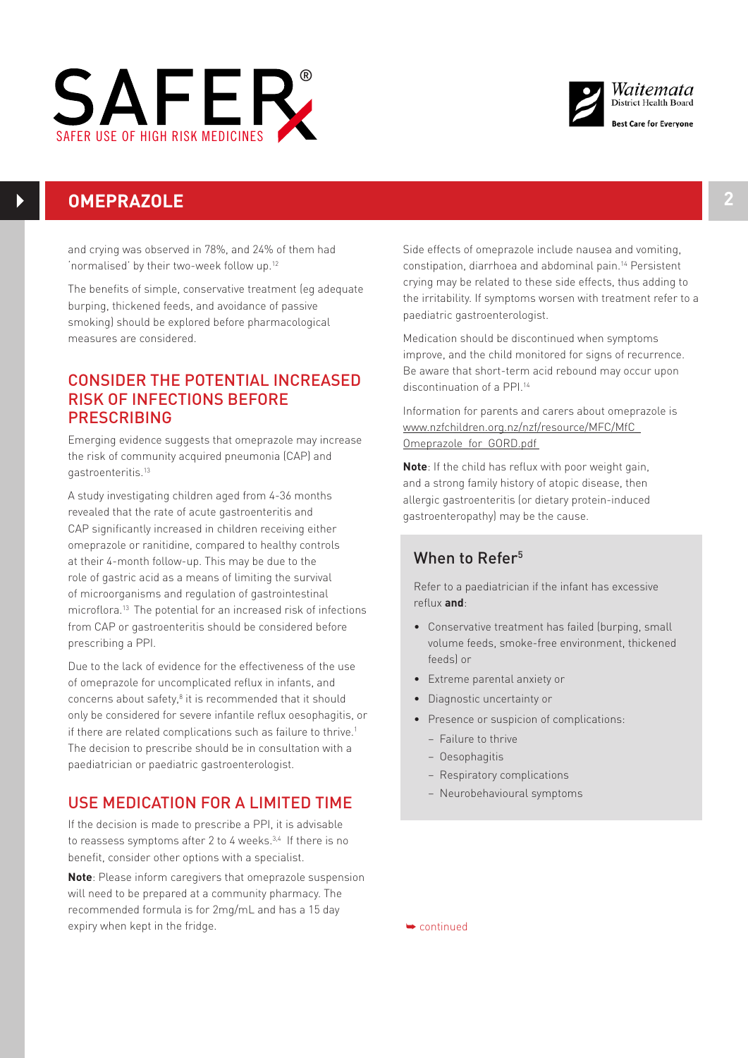# OMEPRAZOLE

and crying was observed in 78%, and 24% of them had 'normalised' by their two-week follow up.[12]

The benefits of simple, conservative treatment (eg adequate burping, thickened feeds, and avoidance of passive smoking) should be explored before pharmacological measures are considered.

## CONSIDER THE POTENTIAL INCREASED RISK OF INFECTIONS BEFORE PRESCRIBING

Emerging evidence suggests that omeprazole may increase the risk of community acquired pneumonia (CAP) and gastroenteritis.[13]

A study investigating children aged from 4-36 months revealed that the rate of acute gastroenteritis and CAP significantly increased in children receiving either omeprazole or ranitidine, compared to healthy controls at their 4-month follow-up. This may be due to the role of gastric acid as a means of limiting the survival of microorganisms and regulation of gastrointestinal microflora.[13] The potential for an increased risk of infections from CAP or gastroenteritis should be considered before prescribing a PPI.

Due to the lack of evidence for the effectiveness of the use of omeprazole for uncomplicated reflux in infants, and concerns about safety,[8] it is recommended that it should only be considered for severe infantile reflux oesophagitis, or if there are related complications such as failure to thrive.[1] The decision to prescribe should be in consultation with a paediatrician or paediatric gastroenterologist.

## USE MEDICATION FOR A LIMITED TIME

If the decision is made to prescribe a PPI, it is advisable to reassess symptoms after 2 to 4 weeks.[3,4] If there is no benefit, consider other options with a specialist.

**Note**: Please inform caregivers that omeprazole suspension will need to be prepared at a community pharmacy. The recommended formula is for 2mg/mL and has a 15 day expiry when kept in the fridge.

Side effects of omeprazole include nausea and vomiting, constipation, diarrhoea and abdominal pain.[14] Persistent crying may be related to these side effects, thus adding to the irritability. If symptoms worsen with treatment refer to a paediatric gastroenterologist.

Medication should be discontinued when symptoms improve, and the child monitored for signs of recurrence. Be aware that short-term acid rebound may occur upon discontinuation of a PPI.[14]

Information for parents and carers about omeprazole is www.nzfchildren.org.nz/nzf/resource/MFC/MfC_Omeprazole_for_GORD.pdf

**Note**: If the child has reflux with poor weight gain, and a strong family history of atopic disease, then allergic gastroenteritis (or dietary protein-induced gastroenteropathy) may be the cause.

### When to Refer[5]

Refer to a paediatrician if the infant has excessive reflux **and**:

- Conservative treatment has failed (burping, small volume feeds, smoke-free environment, thickened feeds) or
- Extreme parental anxiety or
- Diagnostic uncertainty or
- Presence or suspicion of complications:
  - Failure to thrive
  - Oesophagitis
  - Respiratory complications
  - Neurobehavioural symptoms

➥ continued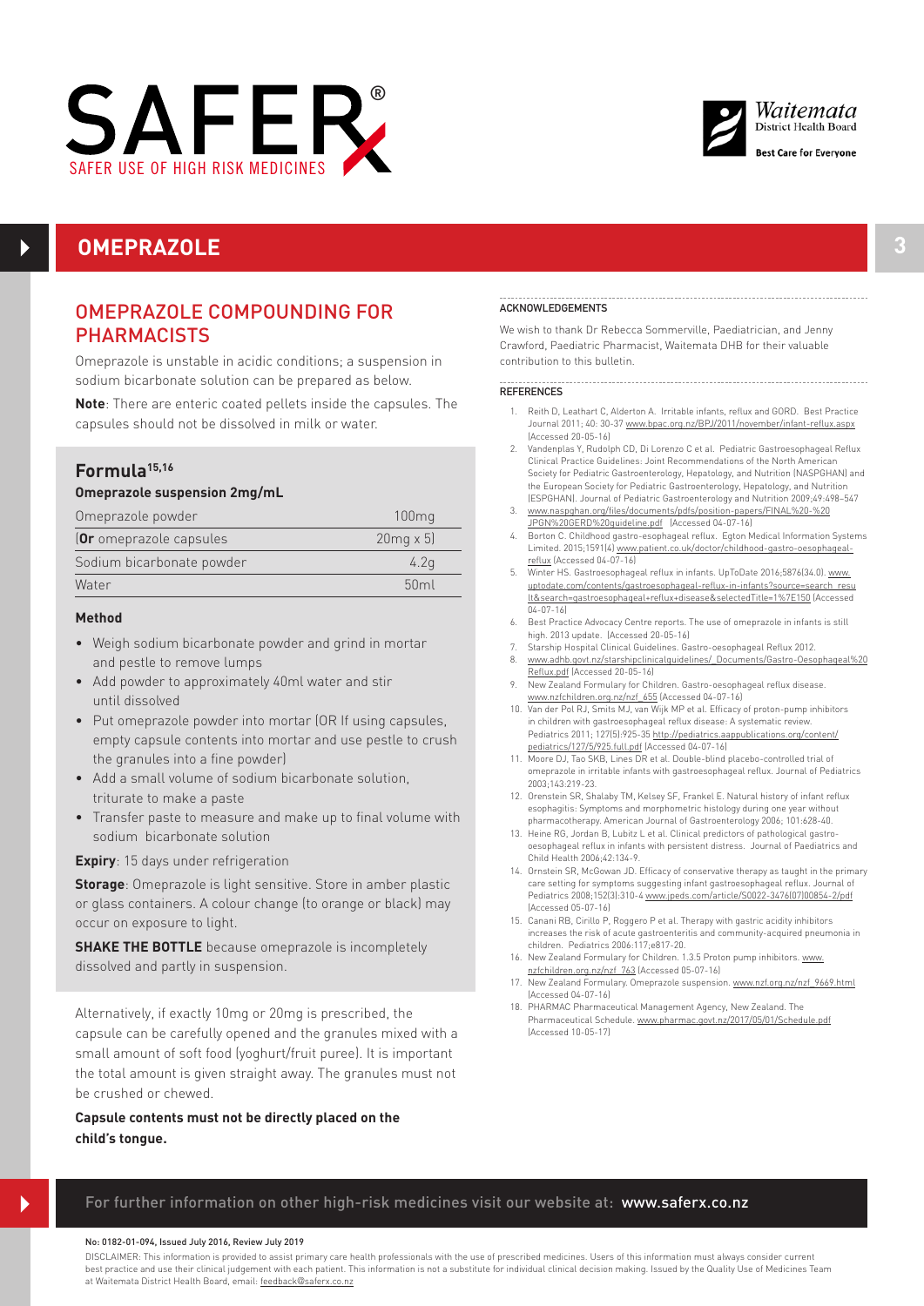# OMEPRAZOLE

## OMEPRAZOLE COMPOUNDING FOR PHARMACISTS

Omeprazole is unstable in acidic conditions; a suspension in sodium bicarbonate solution can be prepared as below.

**Note**: There are enteric coated pellets inside the capsules. The capsules should not be dissolved in milk or water.

### Formula[15,16]

**Omeprazole suspension 2mg/mL**

| | |
|---|---|
| Omeprazole powder | 100mg |
| (**Or** omeprazole capsules | 20mg x 5) |
| Sodium bicarbonate powder | 4.2g |
| Water | 50ml |

**Method**

- Weigh sodium bicarbonate powder and grind in mortar and pestle to remove lumps
- Add powder to approximately 40ml water and stir until dissolved
- Put omeprazole powder into mortar (OR If using capsules, empty capsule contents into mortar and use pestle to crush the granules into a fine powder)
- Add a small volume of sodium bicarbonate solution, triturate to make a paste
- Transfer paste to measure and make up to final volume with sodium bicarbonate solution

**Expiry**: 15 days under refrigeration

**Storage**: Omeprazole is light sensitive. Store in amber plastic or glass containers. A colour change (to orange or black) may occur on exposure to light.

**SHAKE THE BOTTLE** because omeprazole is incompletely dissolved and partly in suspension.

Alternatively, if exactly 10mg or 20mg is prescribed, the capsule can be carefully opened and the granules mixed with a small amount of soft food (yoghurt/fruit puree). It is important the total amount is given straight away. The granules must not be crushed or chewed.

**Capsule contents must not be directly placed on the child's tongue.**

## ACKNOWLEDGEMENTS

We wish to thank Dr Rebecca Sommerville, Paediatrician, and Jenny Crawford, Paediatric Pharmacist, Waitemata DHB for their valuable contribution to this bulletin.

## REFERENCES

1. Reith D, Leathart C, Alderton A. Irritable infants, reflux and GORD. Best Practice Journal 2011; 40: 30-37 www.bpac.org.nz/BPJ/2011/november/infant-reflux.aspx (Accessed 20-05-16)
2. Vandenplas Y, Rudolph CD, Di Lorenzo C et al. Pediatric Gastroesophageal Reflux Clinical Practice Guidelines: Joint Recommendations of the North American Society for Pediatric Gastroenterology, Hepatology, and Nutrition (NASPGHAN) and the European Society for Pediatric Gastroenterology, Hepatology, and Nutrition (ESPGHAN). Journal of Pediatric Gastroenterology and Nutrition 2009;49:498-547
3. www.naspghan.org/files/documents/pdfs/position-papers/FINAL%20-%20JPGN%20GERD%20guideline.pdf (Accessed 04-07-16)
4. Borton C. Childhood gastro-esophageal reflux. Egton Medical Information Systems Limited. 2015;1591(4) www.patient.co.uk/doctor/childhood-gastro-oesophageal-reflux (Accessed 04-07-16)
5. Winter HS. Gastroesophageal reflux in infants. UpToDate 2016;5876(34.0). www.uptodate.com/contents/gastroesophageal-reflux-in-infants?source=search_result&search=gastroesophageal+reflux+disease&selectedTitle=1%7E150 (Accessed 04-07-16)
6. Best Practice Advocacy Centre reports. The use of omeprazole in infants is still high. 2013 update. (Accessed 20-05-16)
7. Starship Hospital Clinical Guidelines. Gastro-oesophageal Reflux 2012.
8. www.adhb.govt.nz/starshipclinicalguidelines/_Documents/Gastro-Oesophageal%20Reflux.pdf (Accessed 20-05-16)
9. New Zealand Formulary for Children. Gastro-oesophageal reflux disease. www.nzfchildren.org.nz/nzf_655 (Accessed 04-07-16)
10. Van der Pol RJ, Smits MJ, van Wijk MP et al. Efficacy of proton-pump inhibitors in children with gastroesophageal reflux disease: A systematic review. Pediatrics 2011; 127(5):925-35 http://pediatrics.aappublications.org/content/pediatrics/127/5/925.full.pdf (Accessed 04-07-16)
11. Moore DJ, Tao SKB, Lines DR et al. Double-blind placebo-controlled trial of omeprazole in irritable infants with gastroesophageal reflux. Journal of Pediatrics 2003;143:219-23.
12. Orenstein SR, Shalaby TM, Kelsey SF, Frankel E. Natural history of infant reflux esophagitis: Symptoms and morphometric histology during one year without pharmacotherapy. American Journal of Gastroenterology 2006; 101:628-40.
13. Heine RG, Jordan B, Lubitz L et al. Clinical predictors of pathological gastro-oesophageal reflux in infants with persistent distress. Journal of Paediatrics and Child Health 2006;42:134-9.
14. Ornstein SR, McGowan JD. Efficacy of conservative therapy as taught in the primary care setting for symptoms suggesting infant gastroesophageal reflux. Journal of Pediatrics 2008;152(3):310-4 www.jpeds.com/article/S0022-3476(07)00854-2/pdf (Accessed 05-07-16)
15. Canani RB, Cirillo P, Roggero P et al. Therapy with gastric acidity inhibitors increases the risk of acute gastroenteritis and community-acquired pneumonia in children. Pediatrics 2006:117;e817-20.
16. New Zealand Formulary for Children. 1.3.5 Proton pump inhibitors. www.nzfchildren.org.nz/nzf_763 (Accessed 05-07-16)
17. New Zealand Formulary. Omeprazole suspension. www.nzf.org.nz/nzf_9669.html (Accessed 04-07-16)
18. PHARMAC Pharmaceutical Management Agency, New Zealand. The Pharmaceutical Schedule. www.pharmac.govt.nz/2017/05/01/Schedule.pdf (Accessed 10-05-17)

For further information on other high-risk medicines visit our website at: www.saferx.co.nz

No: 0182-01-094, Issued July 2016, Review July 2019

DISCLAIMER: This information is provided to assist primary care health professionals with the use of prescribed medicines. Users of this information must always consider current best practice and use their clinical judgement with each patient. This information is not a substitute for individual clinical decision making. Issued by the Quality Use of Medicines Team at Waitemata District Health Board, email: feedback@saferx.co.nz